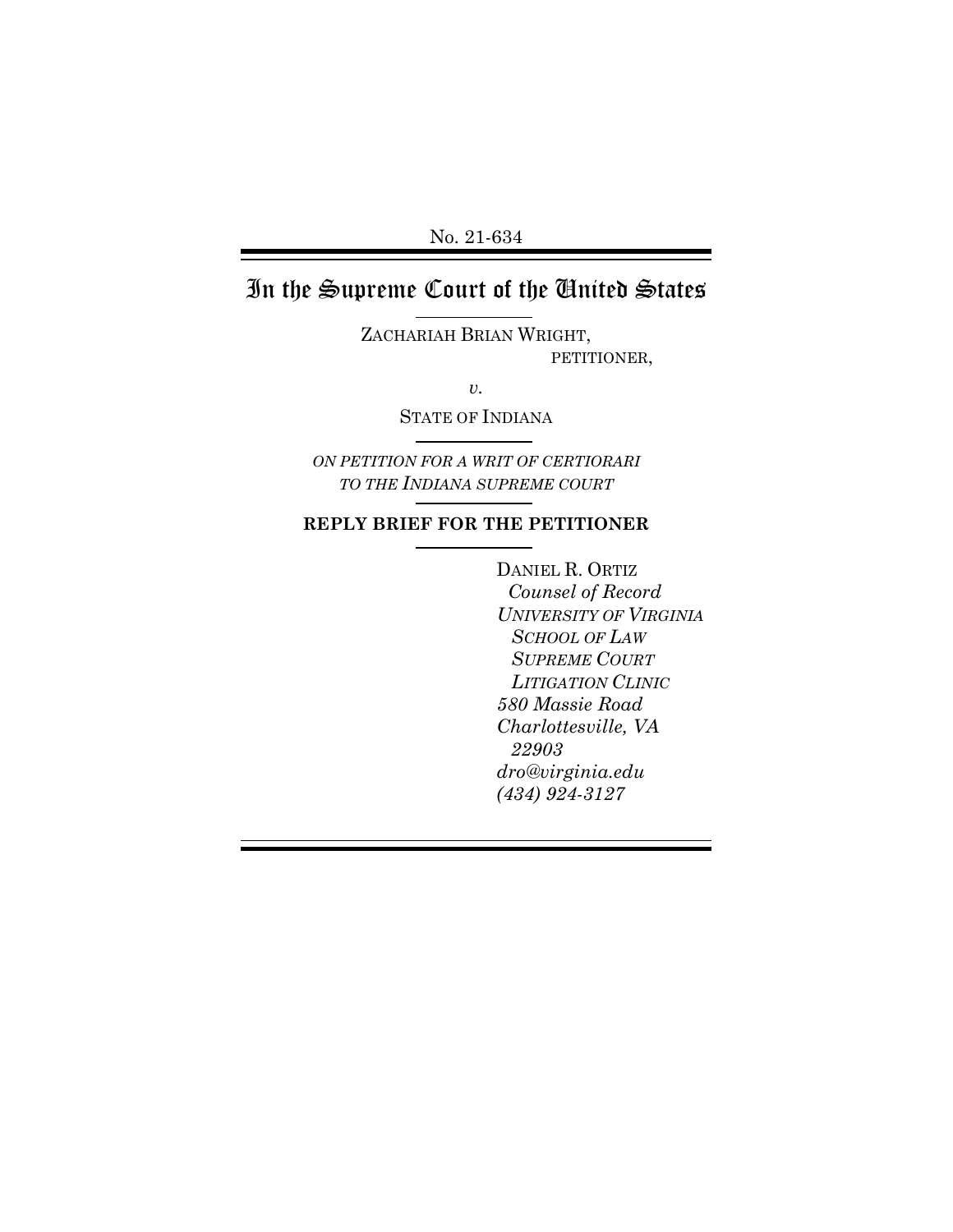No. 21-634

# In the Supreme Court of the United States

ZACHARIAH BRIAN WRIGHT,
PETITIONER,

*v.*

STATE OF INDIANA

*ON PETITION FOR A WRIT OF CERTIORARI TO THE INDIANA SUPREME COURT*

**REPLY BRIEF FOR THE PETITIONER**

DANIEL R. ORTIZ
*Counsel of Record*
*UNIVERSITY OF VIRGINIA SCHOOL OF LAW SUPREME COURT LITIGATION CLINIC*
*580 Massie Road*
*Charlottesville, VA 22903*
*dro@virginia.edu*
*(434) 924-3127*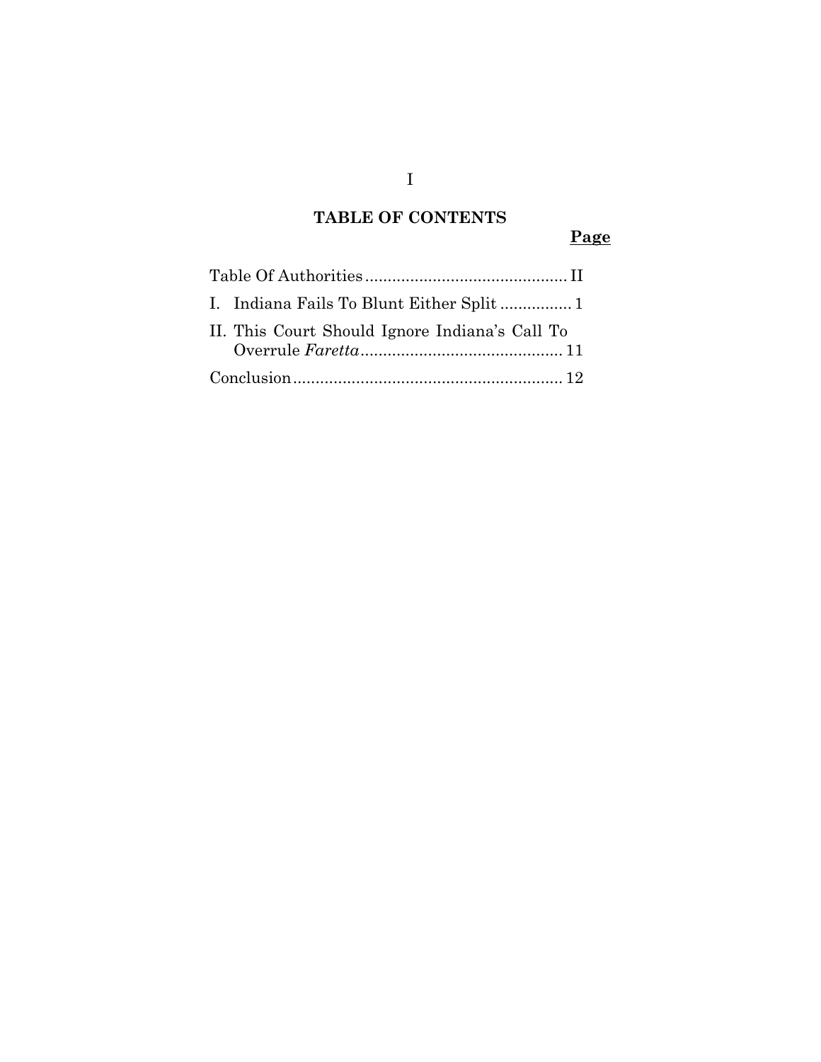## TABLE OF CONTENTS

| | Page |
|---|---|
| Table Of Authorities | II |
| I. Indiana Fails To Blunt Either Split | 1 |
| II. This Court Should Ignore Indiana's Call To Overrule *Faretta* | 11 |
| Conclusion | 12 |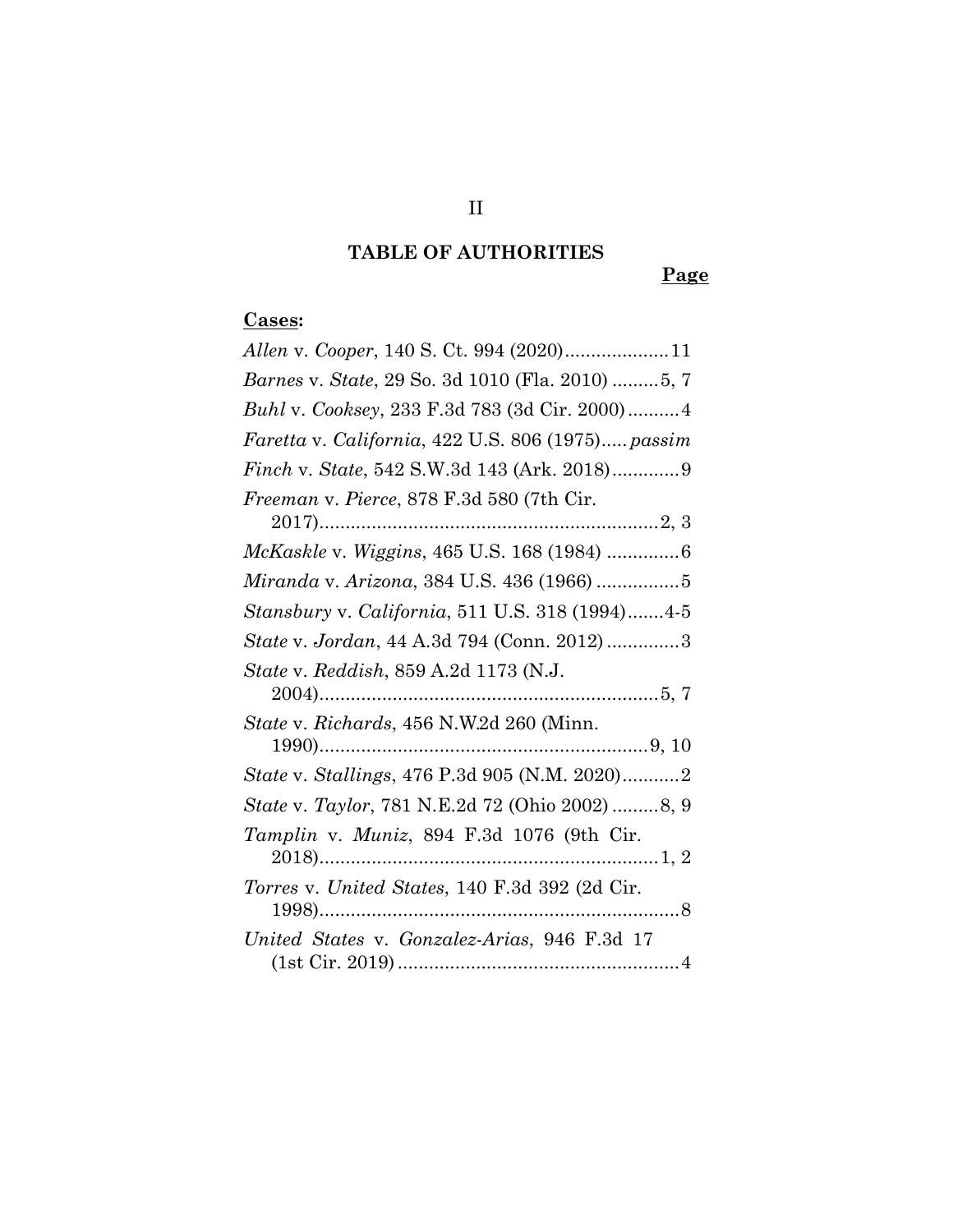# TABLE OF AUTHORITIES

**Page**

**Cases:**

*Allen* v. *Cooper*, 140 S. Ct. 994 (2020) .................... 11

*Barnes* v. *State*, 29 So. 3d 1010 (Fla. 2010) ......... 5, 7

*Buhl* v. *Cooksey*, 233 F.3d 783 (3d Cir. 2000) .......... 4

*Faretta* v. *California*, 422 U.S. 806 (1975) ..... *passim*

*Finch* v. *State*, 542 S.W.3d 143 (Ark. 2018) ............. 9

*Freeman* v. *Pierce*, 878 F.3d 580 (7th Cir. 2017) ................................................................ 2, 3

*McKaskle* v. *Wiggins*, 465 U.S. 168 (1984) .............. 6

*Miranda* v. *Arizona*, 384 U.S. 436 (1966) ................ 5

*Stansbury* v. *California*, 511 U.S. 318 (1994) ....... 4-5

*State* v. *Jordan*, 44 A.3d 794 (Conn. 2012) .............. 3

*State* v. *Reddish*, 859 A.2d 1173 (N.J. 2004) ................................................................ 5, 7

*State* v. *Richards*, 456 N.W.2d 260 (Minn. 1990) .............................................................. 9, 10

*State* v. *Stallings*, 476 P.3d 905 (N.M. 2020) ........... 2

*State* v. *Taylor*, 781 N.E.2d 72 (Ohio 2002) ......... 8, 9

*Tamplin* v. *Muniz*, 894 F.3d 1076 (9th Cir. 2018) ................................................................ 1, 2

*Torres* v. *United States*, 140 F.3d 392 (2d Cir. 1998) .................................................................... 8

*United States* v. *Gonzalez-Arias*, 946 F.3d 17 (1st Cir. 2019) ...................................................... 4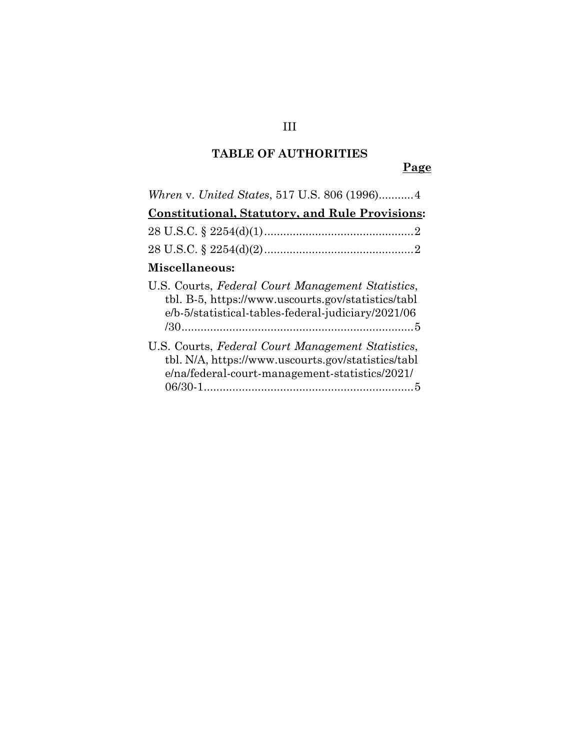## TABLE OF AUTHORITIES

**Page**

*Whren* v. *United States*, 517 U.S. 806 (1996)...........4

**Constitutional, Statutory, and Rule Provisions:**

28 U.S.C. § 2254(d)(1)...............................................2

28 U.S.C. § 2254(d)(2)...............................................2

**Miscellaneous:**

U.S. Courts, *Federal Court Management Statistics*, tbl. B-5, https://www.uscourts.gov/statistics/table/b-5/statistical-tables-federal-judiciary/2021/06/30.........................................................................5

U.S. Courts, *Federal Court Management Statistics*, tbl. N/A, https://www.uscourts.gov/statistics/table/na/federal-court-management-statistics/2021/06/30-1..................................................................5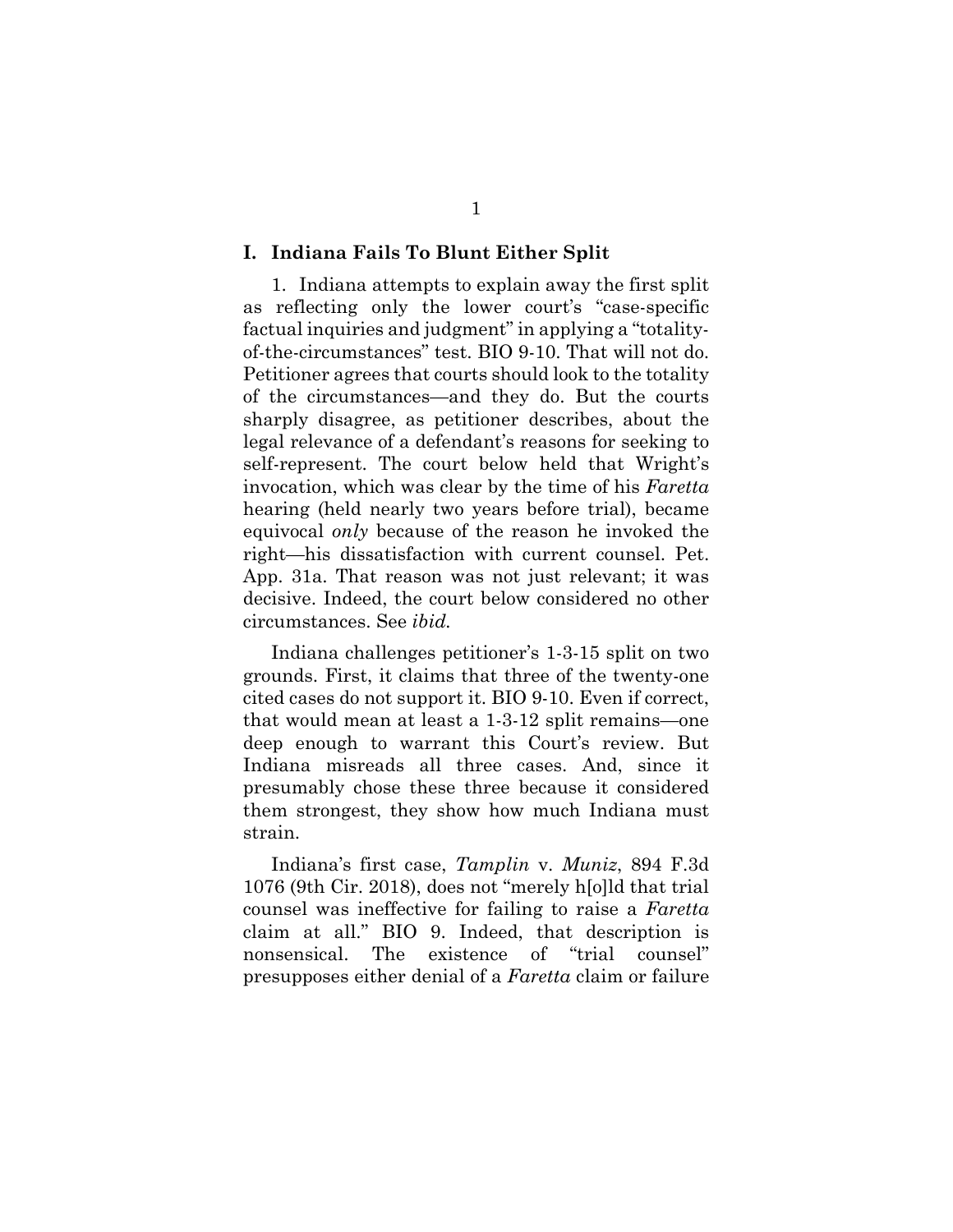## I. Indiana Fails To Blunt Either Split

1. Indiana attempts to explain away the first split as reflecting only the lower court's "case-specific factual inquiries and judgment" in applying a "totality-of-the-circumstances" test. BIO 9-10. That will not do. Petitioner agrees that courts should look to the totality of the circumstances—and they do. But the courts sharply disagree, as petitioner describes, about the legal relevance of a defendant's reasons for seeking to self-represent. The court below held that Wright's invocation, which was clear by the time of his *Faretta* hearing (held nearly two years before trial), became equivocal *only* because of the reason he invoked the right—his dissatisfaction with current counsel. Pet. App. 31a. That reason was not just relevant; it was decisive. Indeed, the court below considered no other circumstances. See *ibid.*

Indiana challenges petitioner's 1-3-15 split on two grounds. First, it claims that three of the twenty-one cited cases do not support it. BIO 9-10. Even if correct, that would mean at least a 1-3-12 split remains—one deep enough to warrant this Court's review. But Indiana misreads all three cases. And, since it presumably chose these three because it considered them strongest, they show how much Indiana must strain.

Indiana's first case, *Tamplin* v. *Muniz*, 894 F.3d 1076 (9th Cir. 2018), does not "merely h[o]ld that trial counsel was ineffective for failing to raise a *Faretta* claim at all." BIO 9. Indeed, that description is nonsensical. The existence of "trial counsel" presupposes either denial of a *Faretta* claim or failure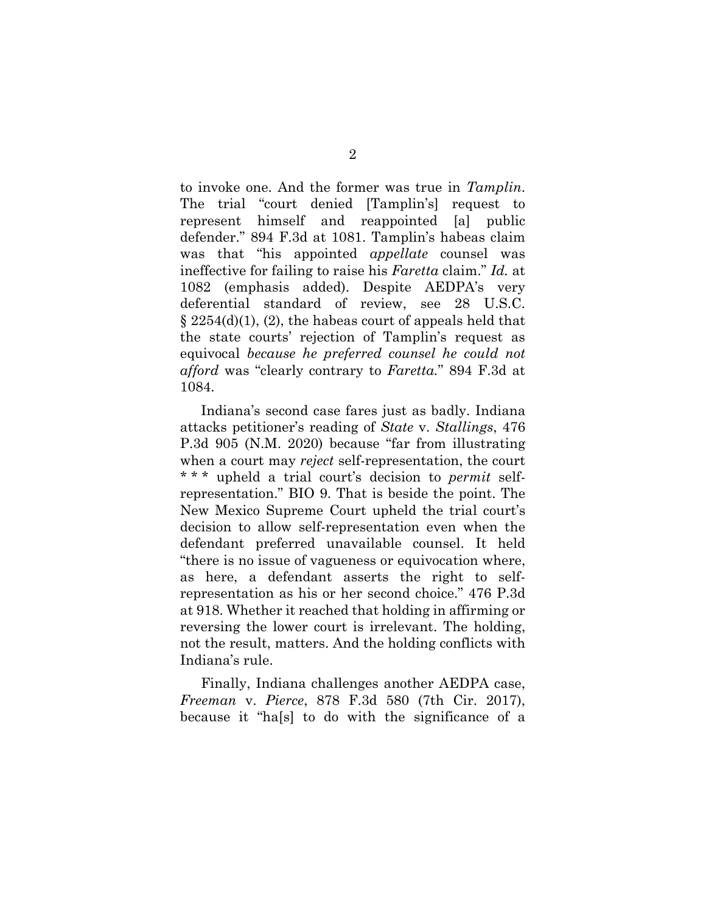to invoke one. And the former was true in *Tamplin*. The trial "court denied [Tamplin's] request to represent himself and reappointed [a] public defender." 894 F.3d at 1081. Tamplin's habeas claim was that "his appointed *appellate* counsel was ineffective for failing to raise his *Faretta* claim." *Id.* at 1082 (emphasis added). Despite AEDPA's very deferential standard of review, see 28 U.S.C. § 2254(d)(1), (2), the habeas court of appeals held that the state courts' rejection of Tamplin's request as equivocal *because he preferred counsel he could not afford* was "clearly contrary to *Faretta.*" 894 F.3d at 1084.

Indiana's second case fares just as badly. Indiana attacks petitioner's reading of *State* v. *Stallings*, 476 P.3d 905 (N.M. 2020) because "far from illustrating when a court may *reject* self-representation, the court * * * upheld a trial court's decision to *permit* self-representation." BIO 9. That is beside the point. The New Mexico Supreme Court upheld the trial court's decision to allow self-representation even when the defendant preferred unavailable counsel. It held "there is no issue of vagueness or equivocation where, as here, a defendant asserts the right to self-representation as his or her second choice." 476 P.3d at 918. Whether it reached that holding in affirming or reversing the lower court is irrelevant. The holding, not the result, matters. And the holding conflicts with Indiana's rule.

Finally, Indiana challenges another AEDPA case, *Freeman* v. *Pierce*, 878 F.3d 580 (7th Cir. 2017), because it "ha[s] to do with the significance of a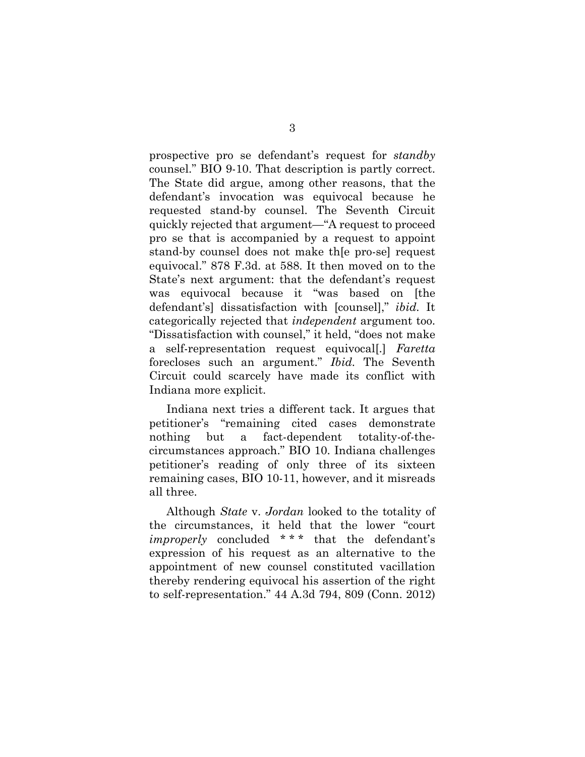prospective pro se defendant's request for *standby* counsel." BIO 9-10. That description is partly correct. The State did argue, among other reasons, that the defendant's invocation was equivocal because he requested stand-by counsel. The Seventh Circuit quickly rejected that argument—"A request to proceed pro se that is accompanied by a request to appoint stand-by counsel does not make th[e pro-se] request equivocal." 878 F.3d. at 588. It then moved on to the State's next argument: that the defendant's request was equivocal because it "was based on [the defendant's] dissatisfaction with [counsel]," *ibid.* It categorically rejected that *independent* argument too. "Dissatisfaction with counsel," it held, "does not make a self-representation request equivocal[.] *Faretta* forecloses such an argument." *Ibid.* The Seventh Circuit could scarcely have made its conflict with Indiana more explicit.

Indiana next tries a different tack. It argues that petitioner's "remaining cited cases demonstrate nothing but a fact-dependent totality-of-the-circumstances approach." BIO 10. Indiana challenges petitioner's reading of only three of its sixteen remaining cases, BIO 10-11, however, and it misreads all three.

Although *State* v. *Jordan* looked to the totality of the circumstances, it held that the lower "court *improperly* concluded * * * that the defendant's expression of his request as an alternative to the appointment of new counsel constituted vacillation thereby rendering equivocal his assertion of the right to self-representation." 44 A.3d 794, 809 (Conn. 2012)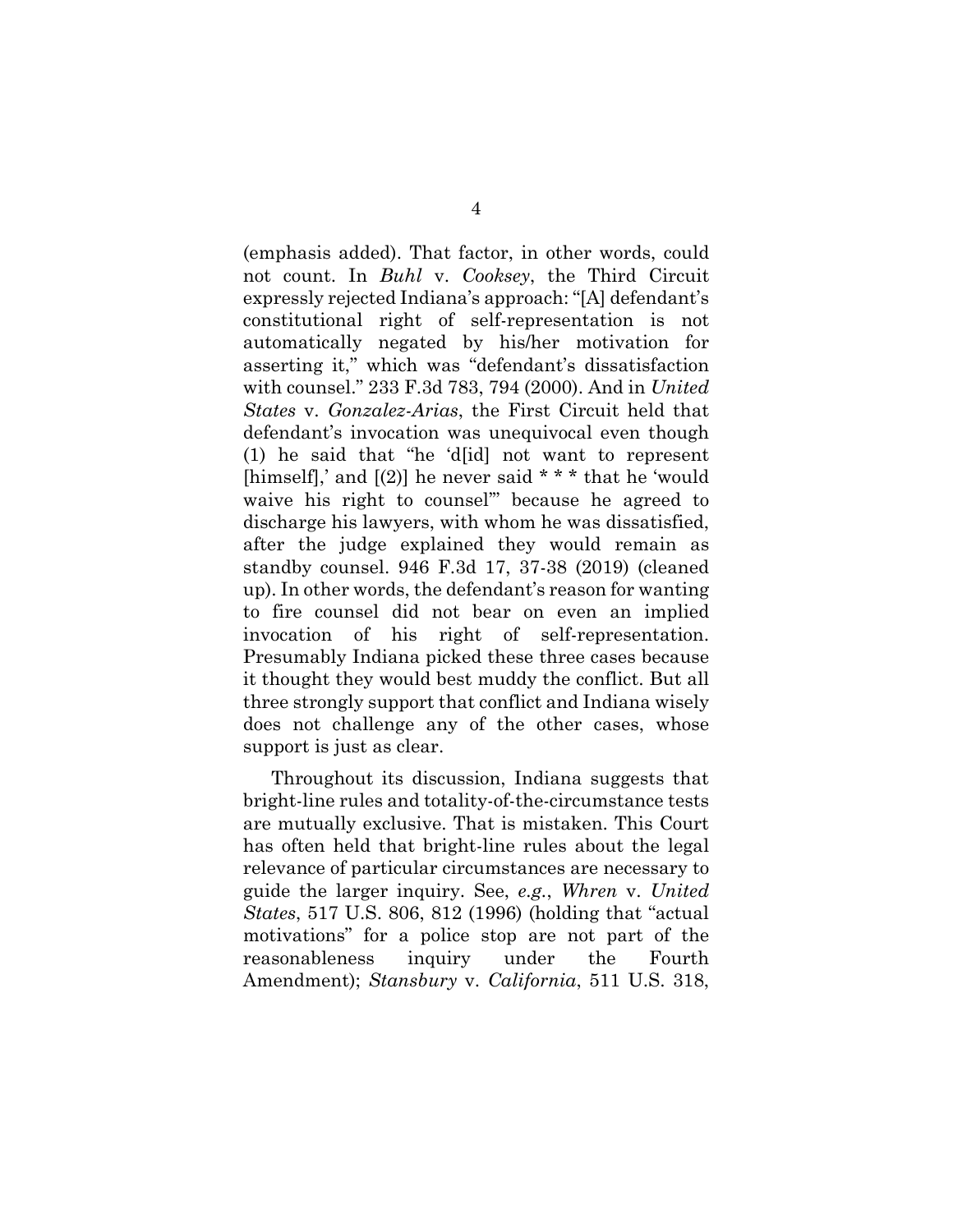(emphasis added). That factor, in other words, could not count. In *Buhl* v. *Cooksey*, the Third Circuit expressly rejected Indiana's approach: "[A] defendant's constitutional right of self-representation is not automatically negated by his/her motivation for asserting it," which was "defendant's dissatisfaction with counsel." 233 F.3d 783, 794 (2000). And in *United States* v. *Gonzalez-Arias*, the First Circuit held that defendant's invocation was unequivocal even though (1) he said that "he 'd[id] not want to represent [himself],' and [(2)] he never said * * * that he 'would waive his right to counsel'" because he agreed to discharge his lawyers, with whom he was dissatisfied, after the judge explained they would remain as standby counsel. 946 F.3d 17, 37-38 (2019) (cleaned up). In other words, the defendant's reason for wanting to fire counsel did not bear on even an implied invocation of his right of self-representation. Presumably Indiana picked these three cases because it thought they would best muddy the conflict. But all three strongly support that conflict and Indiana wisely does not challenge any of the other cases, whose support is just as clear.

Throughout its discussion, Indiana suggests that bright-line rules and totality-of-the-circumstance tests are mutually exclusive. That is mistaken. This Court has often held that bright-line rules about the legal relevance of particular circumstances are necessary to guide the larger inquiry. See, *e.g.*, *Whren* v. *United States*, 517 U.S. 806, 812 (1996) (holding that "actual motivations" for a police stop are not part of the reasonableness inquiry under the Fourth Amendment); *Stansbury* v. *California*, 511 U.S. 318,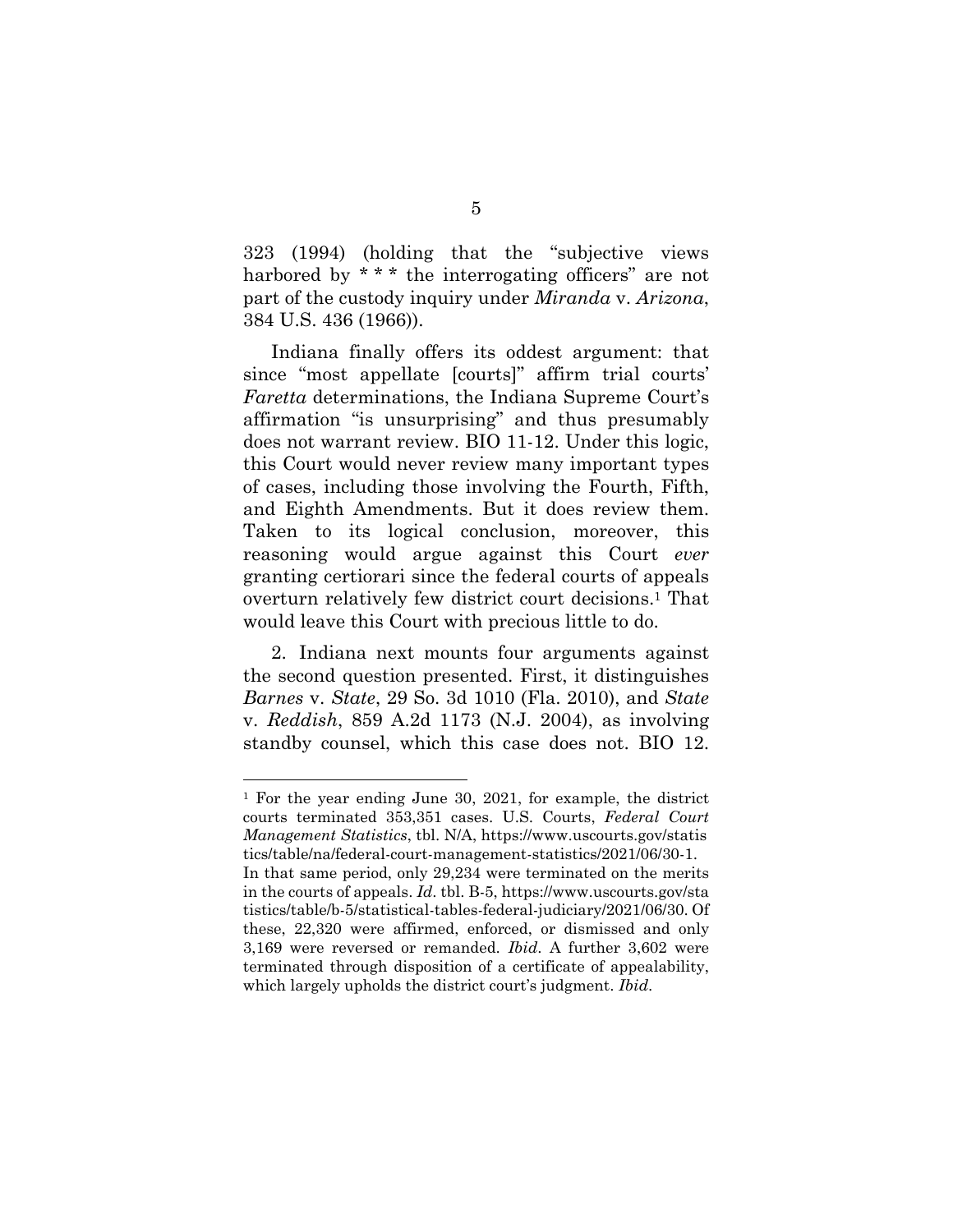323 (1994) (holding that the "subjective views harbored by * * * the interrogating officers" are not part of the custody inquiry under *Miranda* v. *Arizona*, 384 U.S. 436 (1966)).

Indiana finally offers its oddest argument: that since "most appellate [courts]" affirm trial courts' *Faretta* determinations, the Indiana Supreme Court's affirmation "is unsurprising" and thus presumably does not warrant review. BIO 11-12. Under this logic, this Court would never review many important types of cases, including those involving the Fourth, Fifth, and Eighth Amendments. But it does review them. Taken to its logical conclusion, moreover, this reasoning would argue against this Court *ever* granting certiorari since the federal courts of appeals overturn relatively few district court decisions.[1] That would leave this Court with precious little to do.

2. Indiana next mounts four arguments against the second question presented. First, it distinguishes *Barnes* v. *State*, 29 So. 3d 1010 (Fla. 2010), and *State* v. *Reddish*, 859 A.2d 1173 (N.J. 2004), as involving standby counsel, which this case does not. BIO 12.

---

[1] For the year ending June 30, 2021, for example, the district courts terminated 353,351 cases. U.S. Courts, *Federal Court Management Statistics*, tbl. N/A, https://www.uscourts.gov/statistics/table/na/federal-court-management-statistics/2021/06/30-1. In that same period, only 29,234 were terminated on the merits in the courts of appeals. *Id*. tbl. B-5, https://www.uscourts.gov/statistics/table/b-5/statistical-tables-federal-judiciary/2021/06/30. Of these, 22,320 were affirmed, enforced, or dismissed and only 3,169 were reversed or remanded. *Ibid*. A further 3,602 were terminated through disposition of a certificate of appealability, which largely upholds the district court's judgment. *Ibid*.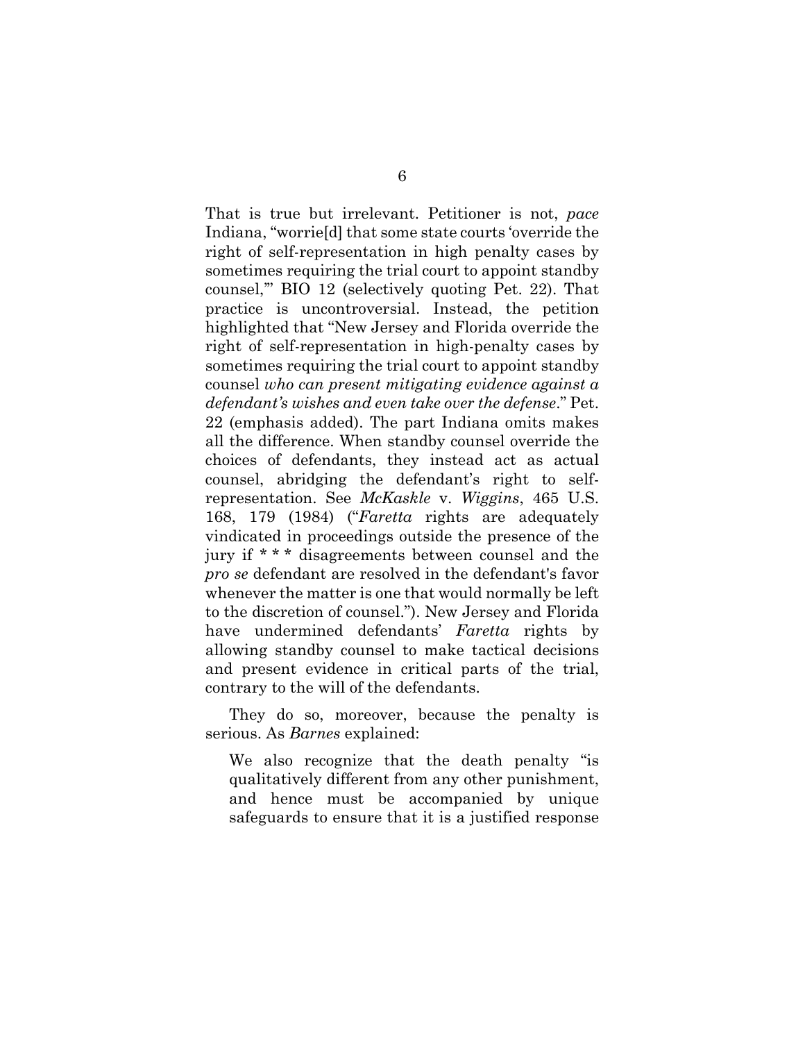That is true but irrelevant. Petitioner is not, *pace* Indiana, "worrie[d] that some state courts 'override the right of self-representation in high penalty cases by sometimes requiring the trial court to appoint standby counsel,'" BIO 12 (selectively quoting Pet. 22). That practice is uncontroversial. Instead, the petition highlighted that "New Jersey and Florida override the right of self-representation in high-penalty cases by sometimes requiring the trial court to appoint standby counsel *who can present mitigating evidence against a defendant's wishes and even take over the defense*." Pet. 22 (emphasis added). The part Indiana omits makes all the difference. When standby counsel override the choices of defendants, they instead act as actual counsel, abridging the defendant's right to self-representation. See *McKaskle* v. *Wiggins*, 465 U.S. 168, 179 (1984) ("*Faretta* rights are adequately vindicated in proceedings outside the presence of the jury if * * * disagreements between counsel and the *pro se* defendant are resolved in the defendant's favor whenever the matter is one that would normally be left to the discretion of counsel."). New Jersey and Florida have undermined defendants' *Faretta* rights by allowing standby counsel to make tactical decisions and present evidence in critical parts of the trial, contrary to the will of the defendants.

They do so, moreover, because the penalty is serious. As *Barnes* explained:

> We also recognize that the death penalty "is qualitatively different from any other punishment, and hence must be accompanied by unique safeguards to ensure that it is a justified response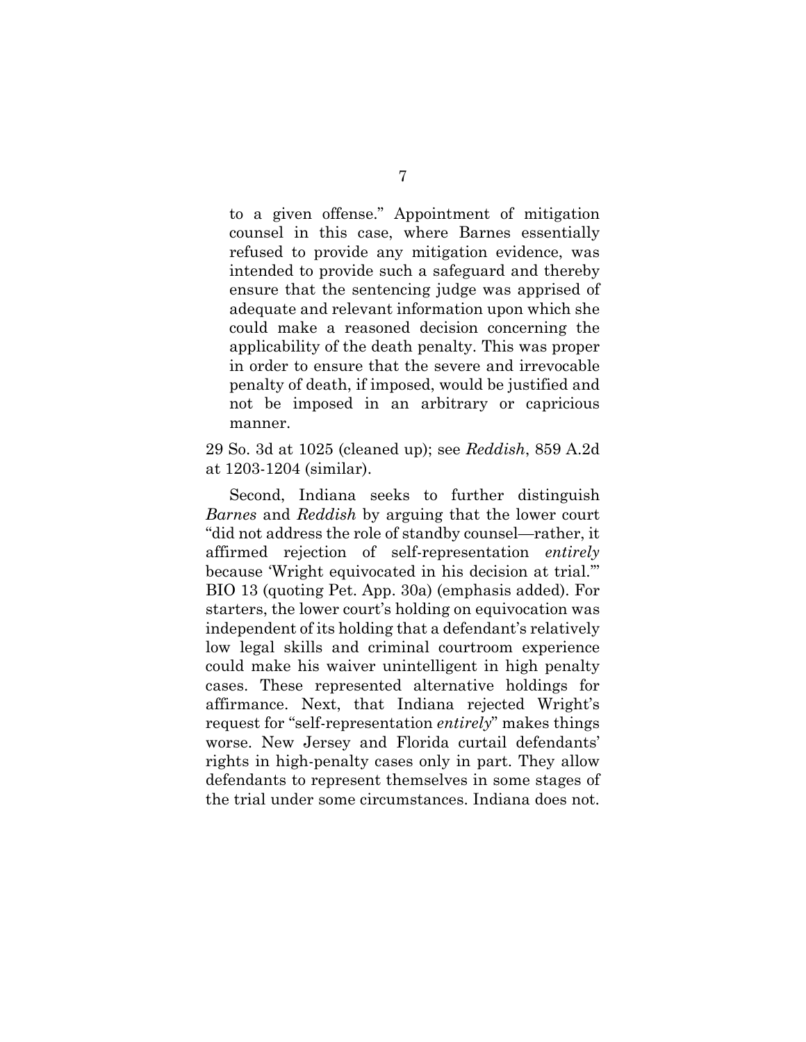> to a given offense." Appointment of mitigation counsel in this case, where Barnes essentially refused to provide any mitigation evidence, was intended to provide such a safeguard and thereby ensure that the sentencing judge was apprised of adequate and relevant information upon which she could make a reasoned decision concerning the applicability of the death penalty. This was proper in order to ensure that the severe and irrevocable penalty of death, if imposed, would be justified and not be imposed in an arbitrary or capricious manner.

29 So. 3d at 1025 (cleaned up); see *Reddish*, 859 A.2d at 1203-1204 (similar).

Second, Indiana seeks to further distinguish *Barnes* and *Reddish* by arguing that the lower court "did not address the role of standby counsel—rather, it affirmed rejection of self-representation *entirely* because 'Wright equivocated in his decision at trial.'" BIO 13 (quoting Pet. App. 30a) (emphasis added). For starters, the lower court's holding on equivocation was independent of its holding that a defendant's relatively low legal skills and criminal courtroom experience could make his waiver unintelligent in high penalty cases. These represented alternative holdings for affirmance. Next, that Indiana rejected Wright's request for "self-representation *entirely*" makes things worse. New Jersey and Florida curtail defendants' rights in high-penalty cases only in part. They allow defendants to represent themselves in some stages of the trial under some circumstances. Indiana does not.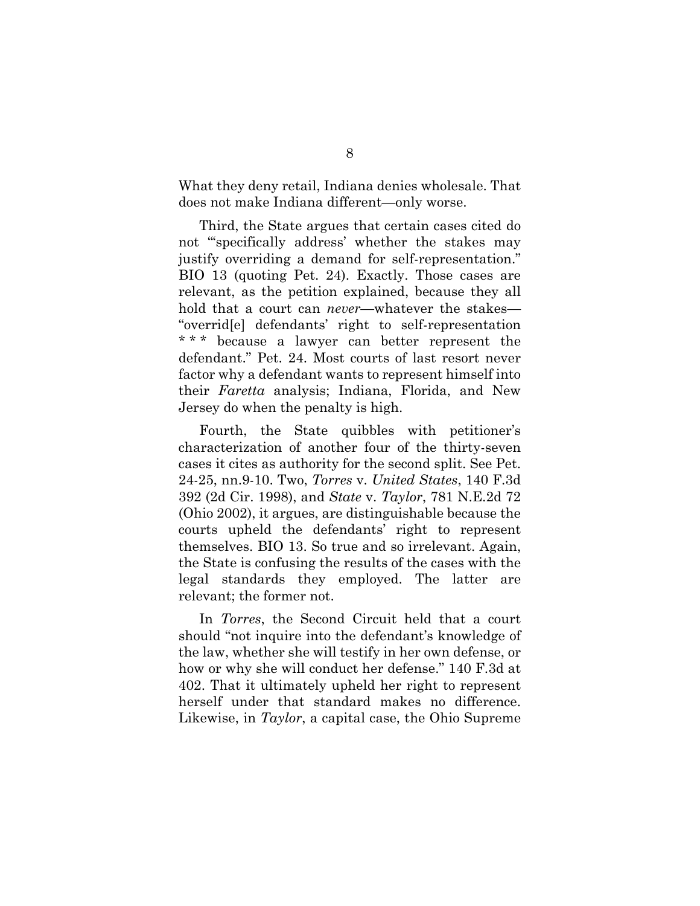What they deny retail, Indiana denies wholesale. That does not make Indiana different—only worse.

Third, the State argues that certain cases cited do not "'specifically address' whether the stakes may justify overriding a demand for self-representation." BIO 13 (quoting Pet. 24). Exactly. Those cases are relevant, as the petition explained, because they all hold that a court can *never*—whatever the stakes—"overrid[e] defendants' right to self-representation * * * because a lawyer can better represent the defendant." Pet. 24. Most courts of last resort never factor why a defendant wants to represent himself into their *Faretta* analysis; Indiana, Florida, and New Jersey do when the penalty is high.

Fourth, the State quibbles with petitioner's characterization of another four of the thirty-seven cases it cites as authority for the second split. See Pet. 24-25, nn.9-10. Two, *Torres* v. *United States*, 140 F.3d 392 (2d Cir. 1998), and *State* v. *Taylor*, 781 N.E.2d 72 (Ohio 2002), it argues, are distinguishable because the courts upheld the defendants' right to represent themselves. BIO 13. So true and so irrelevant. Again, the State is confusing the results of the cases with the legal standards they employed. The latter are relevant; the former not.

In *Torres*, the Second Circuit held that a court should "not inquire into the defendant's knowledge of the law, whether she will testify in her own defense, or how or why she will conduct her defense." 140 F.3d at 402. That it ultimately upheld her right to represent herself under that standard makes no difference. Likewise, in *Taylor*, a capital case, the Ohio Supreme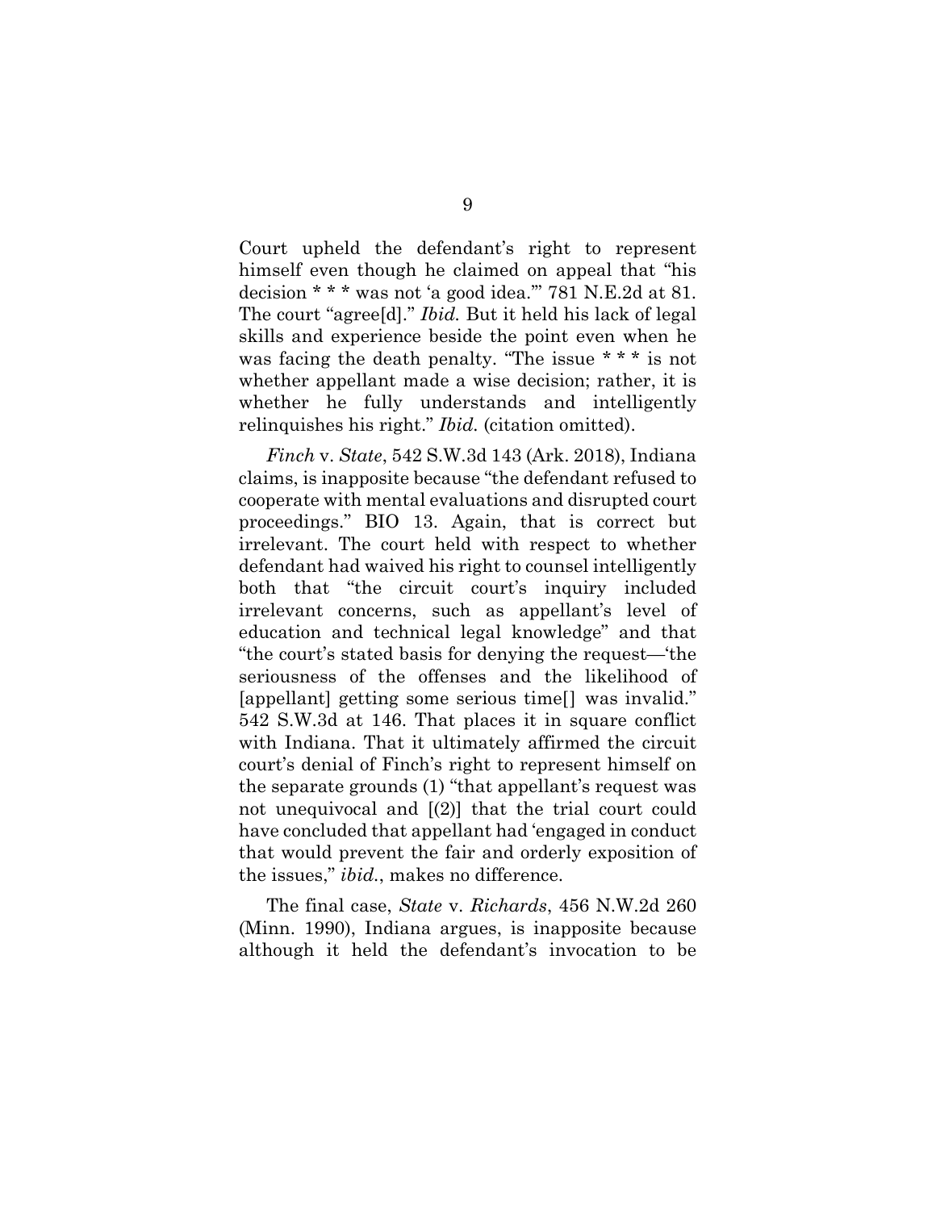Court upheld the defendant's right to represent himself even though he claimed on appeal that "his decision * * * was not 'a good idea.'" 781 N.E.2d at 81. The court "agree[d]." *Ibid.* But it held his lack of legal skills and experience beside the point even when he was facing the death penalty. "The issue * * * is not whether appellant made a wise decision; rather, it is whether he fully understands and intelligently relinquishes his right." *Ibid.* (citation omitted).

*Finch* v. *State*, 542 S.W.3d 143 (Ark. 2018), Indiana claims, is inapposite because "the defendant refused to cooperate with mental evaluations and disrupted court proceedings." BIO 13. Again, that is correct but irrelevant. The court held with respect to whether defendant had waived his right to counsel intelligently both that "the circuit court's inquiry included irrelevant concerns, such as appellant's level of education and technical legal knowledge" and that "the court's stated basis for denying the request—'the seriousness of the offenses and the likelihood of [appellant] getting some serious time[] was invalid." 542 S.W.3d at 146. That places it in square conflict with Indiana. That it ultimately affirmed the circuit court's denial of Finch's right to represent himself on the separate grounds (1) "that appellant's request was not unequivocal and [(2)] that the trial court could have concluded that appellant had 'engaged in conduct that would prevent the fair and orderly exposition of the issues," *ibid.*, makes no difference.

The final case, *State* v. *Richards*, 456 N.W.2d 260 (Minn. 1990), Indiana argues, is inapposite because although it held the defendant's invocation to be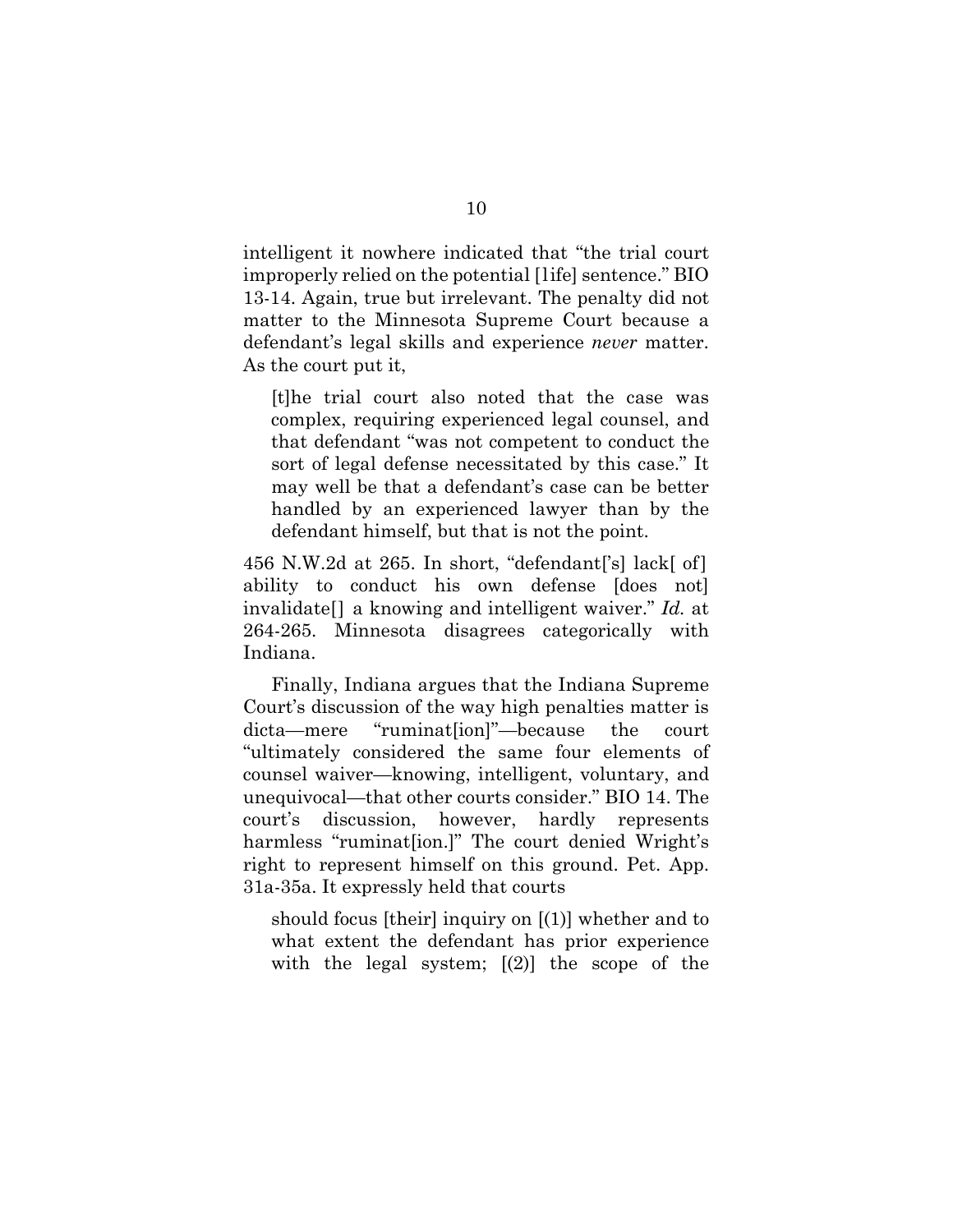intelligent it nowhere indicated that "the trial court improperly relied on the potential [life] sentence." BIO 13-14. Again, true but irrelevant. The penalty did not matter to the Minnesota Supreme Court because a defendant's legal skills and experience *never* matter. As the court put it,

> [t]he trial court also noted that the case was complex, requiring experienced legal counsel, and that defendant "was not competent to conduct the sort of legal defense necessitated by this case." It may well be that a defendant's case can be better handled by an experienced lawyer than by the defendant himself, but that is not the point.

456 N.W.2d at 265. In short, "defendant['s] lack[ of] ability to conduct his own defense [does not] invalidate[] a knowing and intelligent waiver." *Id.* at 264-265. Minnesota disagrees categorically with Indiana.

Finally, Indiana argues that the Indiana Supreme Court's discussion of the way high penalties matter is dicta—mere "ruminat[ion]"—because the court "ultimately considered the same four elements of counsel waiver—knowing, intelligent, voluntary, and unequivocal—that other courts consider." BIO 14. The court's discussion, however, hardly represents harmless "ruminat[ion.]" The court denied Wright's right to represent himself on this ground. Pet. App. 31a-35a. It expressly held that courts

> should focus [their] inquiry on [(1)] whether and to what extent the defendant has prior experience with the legal system; [(2)] the scope of the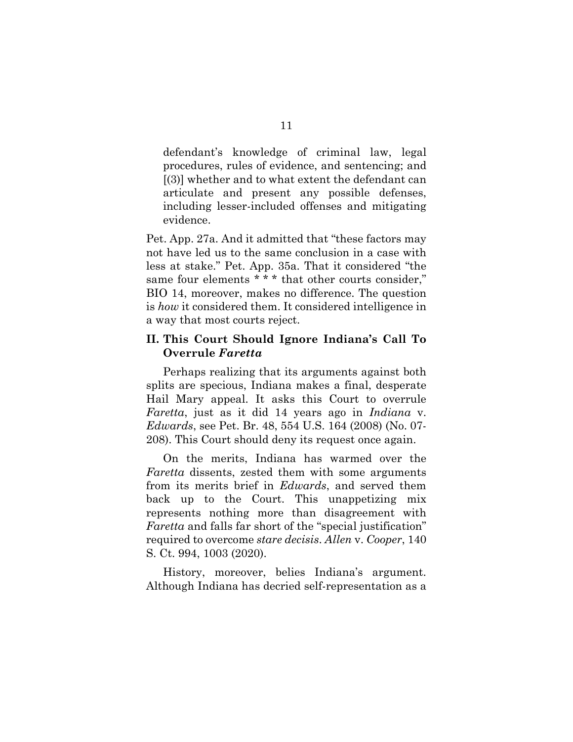defendant's knowledge of criminal law, legal procedures, rules of evidence, and sentencing; and [(3)] whether and to what extent the defendant can articulate and present any possible defenses, including lesser-included offenses and mitigating evidence.

Pet. App. 27a. And it admitted that "these factors may not have led us to the same conclusion in a case with less at stake." Pet. App. 35a. That it considered "the same four elements * * * that other courts consider," BIO 14, moreover, makes no difference. The question is *how* it considered them. It considered intelligence in a way that most courts reject.

## II. This Court Should Ignore Indiana's Call To Overrule *Faretta*

Perhaps realizing that its arguments against both splits are specious, Indiana makes a final, desperate Hail Mary appeal. It asks this Court to overrule *Faretta*, just as it did 14 years ago in *Indiana* v. *Edwards*, see Pet. Br. 48, 554 U.S. 164 (2008) (No. 07-208). This Court should deny its request once again.

On the merits, Indiana has warmed over the *Faretta* dissents, zested them with some arguments from its merits brief in *Edwards*, and served them back up to the Court. This unappetizing mix represents nothing more than disagreement with *Faretta* and falls far short of the "special justification" required to overcome *stare decisis*. *Allen* v. *Cooper*, 140 S. Ct. 994, 1003 (2020).

History, moreover, belies Indiana's argument. Although Indiana has decried self-representation as a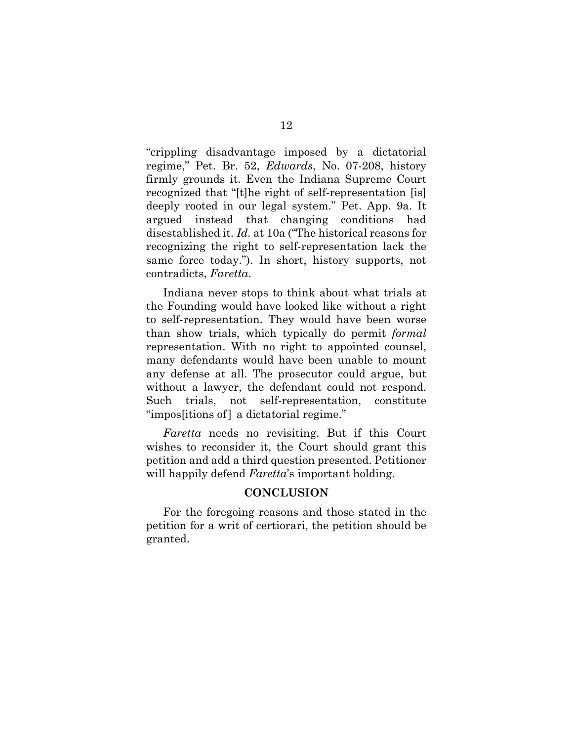"crippling disadvantage imposed by a dictatorial regime," Pet. Br. 52, *Edwards*, No. 07-208, history firmly grounds it. Even the Indiana Supreme Court recognized that "[t]he right of self-representation [is] deeply rooted in our legal system." Pet. App. 9a. It argued instead that changing conditions had disestablished it. *Id.* at 10a ("The historical reasons for recognizing the right to self-representation lack the same force today."). In short, history supports, not contradicts, *Faretta*.

Indiana never stops to think about what trials at the Founding would have looked like without a right to self-representation. They would have been worse than show trials, which typically do permit *formal* representation. With no right to appointed counsel, many defendants would have been unable to mount any defense at all. The prosecutor could argue, but without a lawyer, the defendant could not respond. Such trials, not self-representation, constitute "impos[itions of] a dictatorial regime."

*Faretta* needs no revisiting. But if this Court wishes to reconsider it, the Court should grant this petition and add a third question presented. Petitioner will happily defend *Faretta*'s important holding.

## CONCLUSION

For the foregoing reasons and those stated in the petition for a writ of certiorari, the petition should be granted.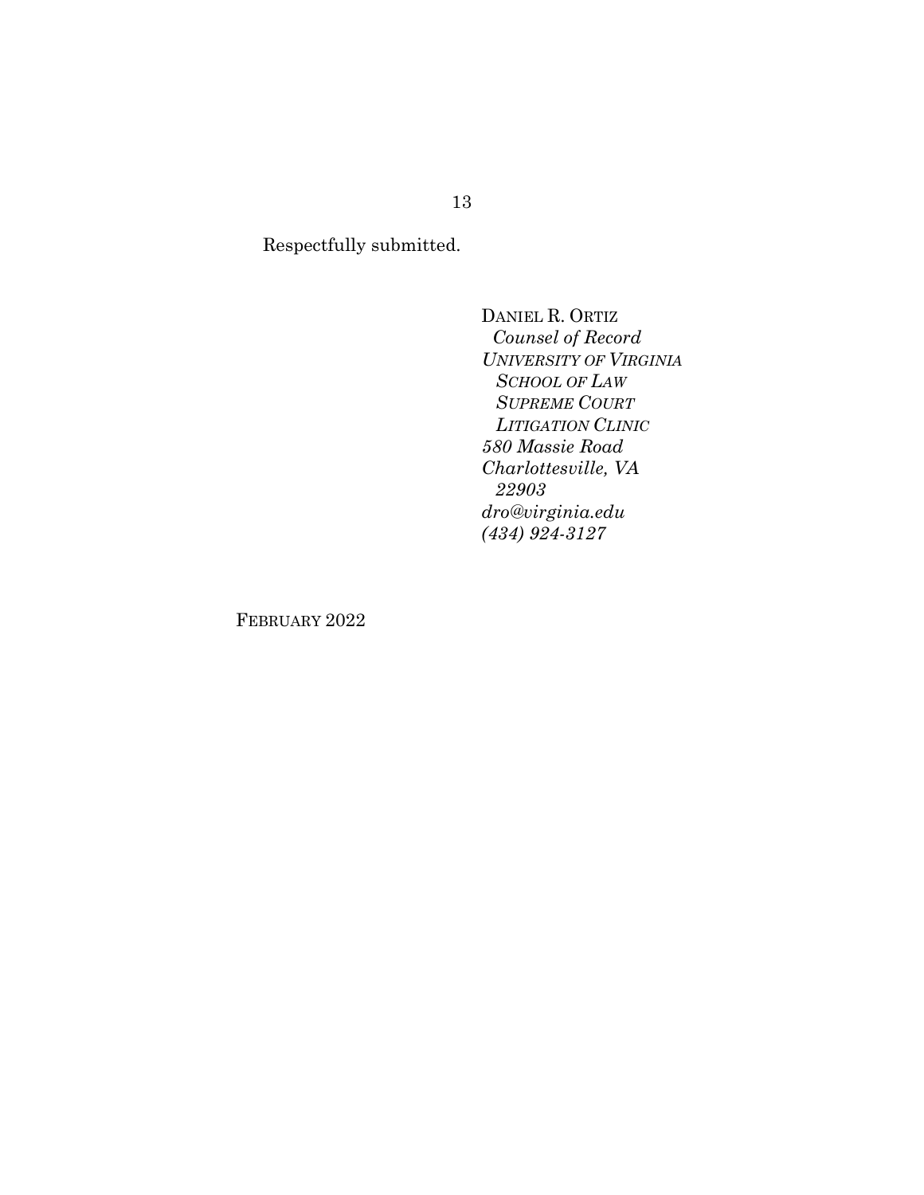Respectfully submitted.

DANIEL R. ORTIZ
*Counsel of Record*
*UNIVERSITY OF VIRGINIA SCHOOL OF LAW SUPREME COURT LITIGATION CLINIC*
*580 Massie Road*
*Charlottesville, VA 22903*
*dro@virginia.edu*
*(434) 924-3127*

FEBRUARY 2022